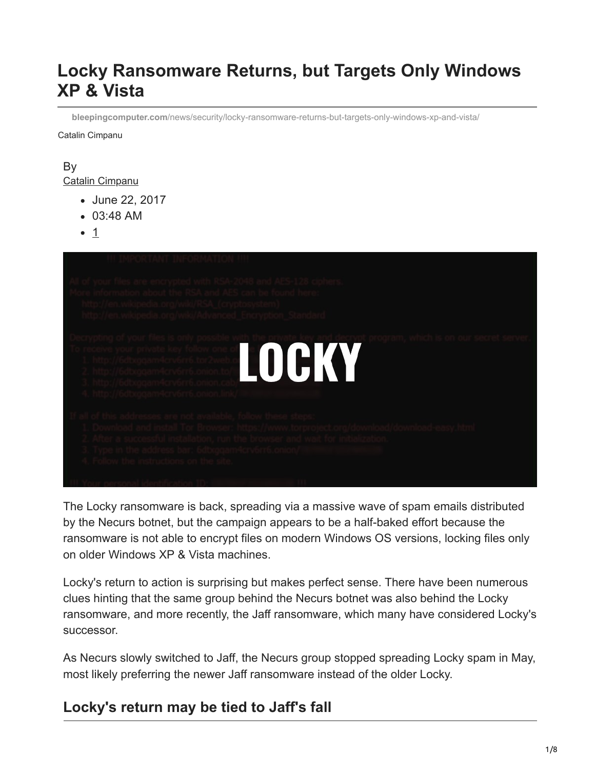# Locky Ransomware Returns, but Targets Only Windows XP & Vista

**bleepingcomputer.com**/news/security/locky-ransomware-returns-but-targets-only-windows-xp-and-vista/

Catalin Cimpanu

By
Catalin Cimpanu

- June 22, 2017
- 03:48 AM
- 1

The Locky ransomware is back, spreading via a massive wave of spam emails distributed by the Necurs botnet, but the campaign appears to be a half-baked effort because the ransomware is not able to encrypt files on modern Windows OS versions, locking files only on older Windows XP & Vista machines.

Locky's return to action is surprising but makes perfect sense. There have been numerous clues hinting that the same group behind the Necurs botnet was also behind the Locky ransomware, and more recently, the Jaff ransomware, which many have considered Locky's successor.

As Necurs slowly switched to Jaff, the Necurs group stopped spreading Locky spam in May, most likely preferring the newer Jaff ransomware instead of the older Locky.

## Locky's return may be tied to Jaff's fall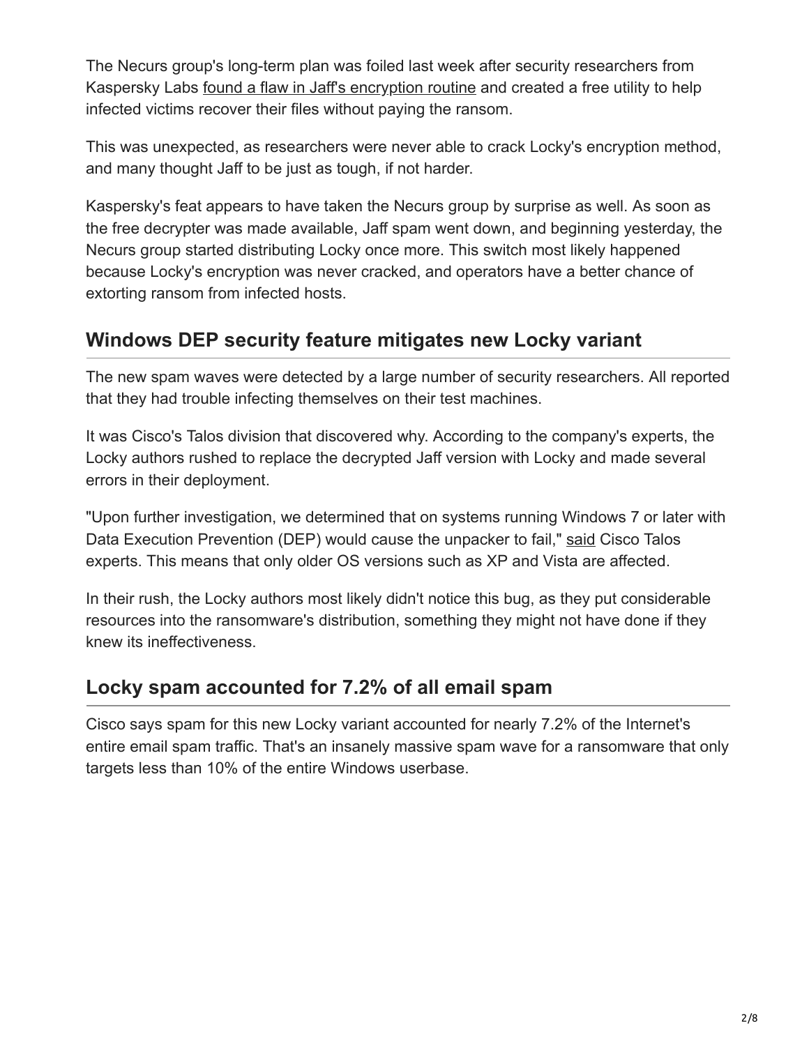The Necurs group's long-term plan was foiled last week after security researchers from Kaspersky Labs found a flaw in Jaff's encryption routine and created a free utility to help infected victims recover their files without paying the ransom.

This was unexpected, as researchers were never able to crack Locky's encryption method, and many thought Jaff to be just as tough, if not harder.

Kaspersky's feat appears to have taken the Necurs group by surprise as well. As soon as the free decrypter was made available, Jaff spam went down, and beginning yesterday, the Necurs group started distributing Locky once more. This switch most likely happened because Locky's encryption was never cracked, and operators have a better chance of extorting ransom from infected hosts.

## Windows DEP security feature mitigates new Locky variant

The new spam waves were detected by a large number of security researchers. All reported that they had trouble infecting themselves on their test machines.

It was Cisco's Talos division that discovered why. According to the company's experts, the Locky authors rushed to replace the decrypted Jaff version with Locky and made several errors in their deployment.

"Upon further investigation, we determined that on systems running Windows 7 or later with Data Execution Prevention (DEP) would cause the unpacker to fail," said Cisco Talos experts. This means that only older OS versions such as XP and Vista are affected.

In their rush, the Locky authors most likely didn't notice this bug, as they put considerable resources into the ransomware's distribution, something they might not have done if they knew its ineffectiveness.

## Locky spam accounted for 7.2% of all email spam

Cisco says spam for this new Locky variant accounted for nearly 7.2% of the Internet's entire email spam traffic. That's an insanely massive spam wave for a ransomware that only targets less than 10% of the entire Windows userbase.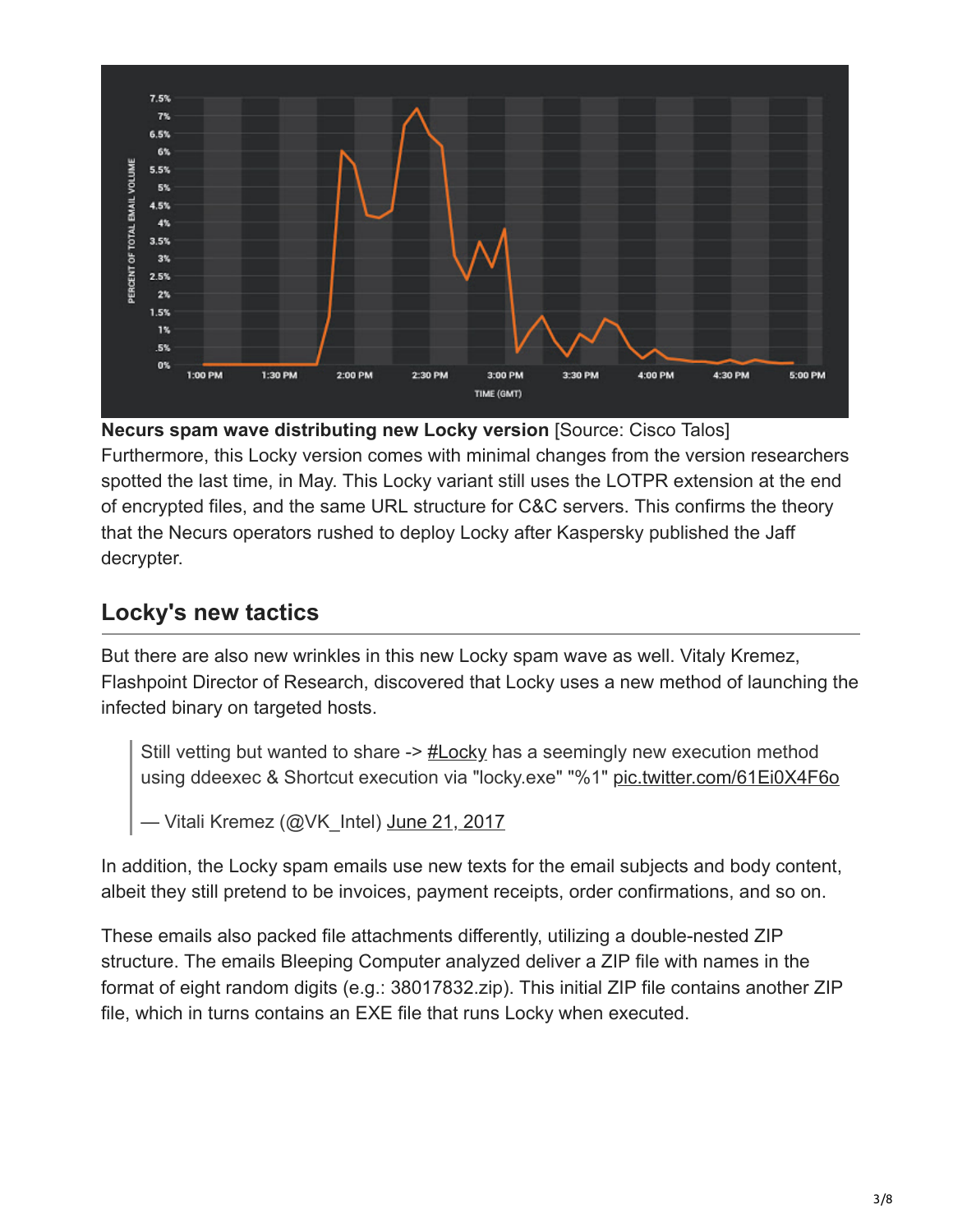**Necurs spam wave distributing new Locky version** [Source: Cisco Talos]

Furthermore, this Locky version comes with minimal changes from the version researchers spotted the last time, in May. This Locky variant still uses the LOTPR extension at the end of encrypted files, and the same URL structure for C&C servers. This confirms the theory that the Necurs operators rushed to deploy Locky after Kaspersky published the Jaff decrypter.

## Locky's new tactics

But there are also new wrinkles in this new Locky spam wave as well. Vitaly Kremez, Flashpoint Director of Research, discovered that Locky uses a new method of launching the infected binary on targeted hosts.

> Still vetting but wanted to share -> #Locky has a seemingly new execution method using ddeexec & Shortcut execution via "locky.exe" "%1" pic.twitter.com/61Ei0X4F6o
>
> — Vitali Kremez (@VK_Intel) June 21, 2017

In addition, the Locky spam emails use new texts for the email subjects and body content, albeit they still pretend to be invoices, payment receipts, order confirmations, and so on.

These emails also packed file attachments differently, utilizing a double-nested ZIP structure. The emails Bleeping Computer analyzed deliver a ZIP file with names in the format of eight random digits (e.g.: 38017832.zip). This initial ZIP file contains another ZIP file, which in turns contains an EXE file that runs Locky when executed.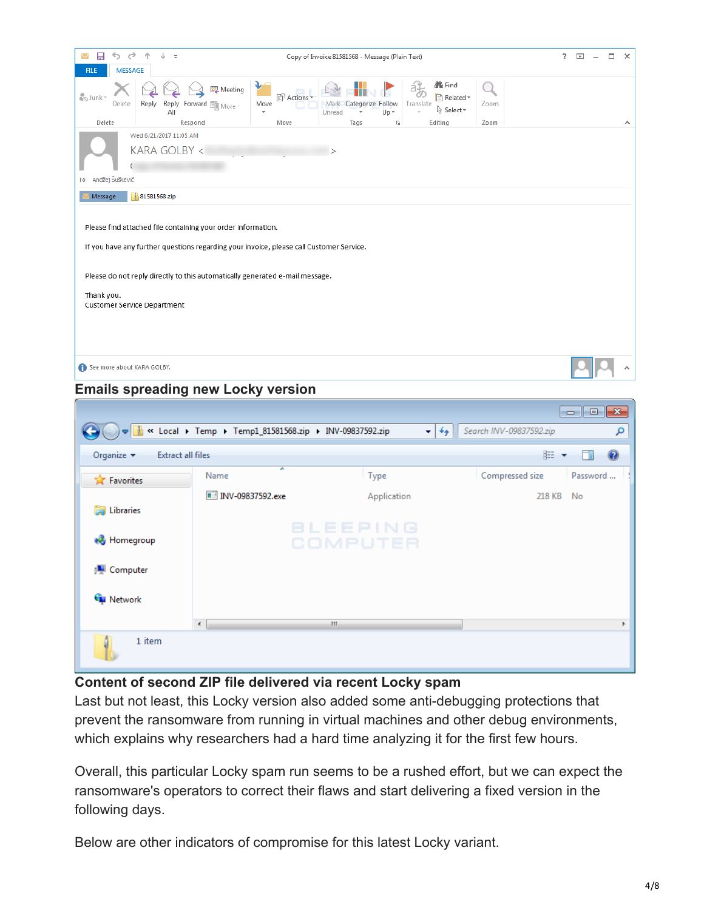**Emails spreading new Locky version**

**Content of second ZIP file delivered via recent Locky spam**

Last but not least, this Locky version also added some anti-debugging protections that prevent the ransomware from running in virtual machines and other debug environments, which explains why researchers had a hard time analyzing it for the first few hours.

Overall, this particular Locky spam run seems to be a rushed effort, but we can expect the ransomware's operators to correct their flaws and start delivering a fixed version in the following days.

Below are other indicators of compromise for this latest Locky variant.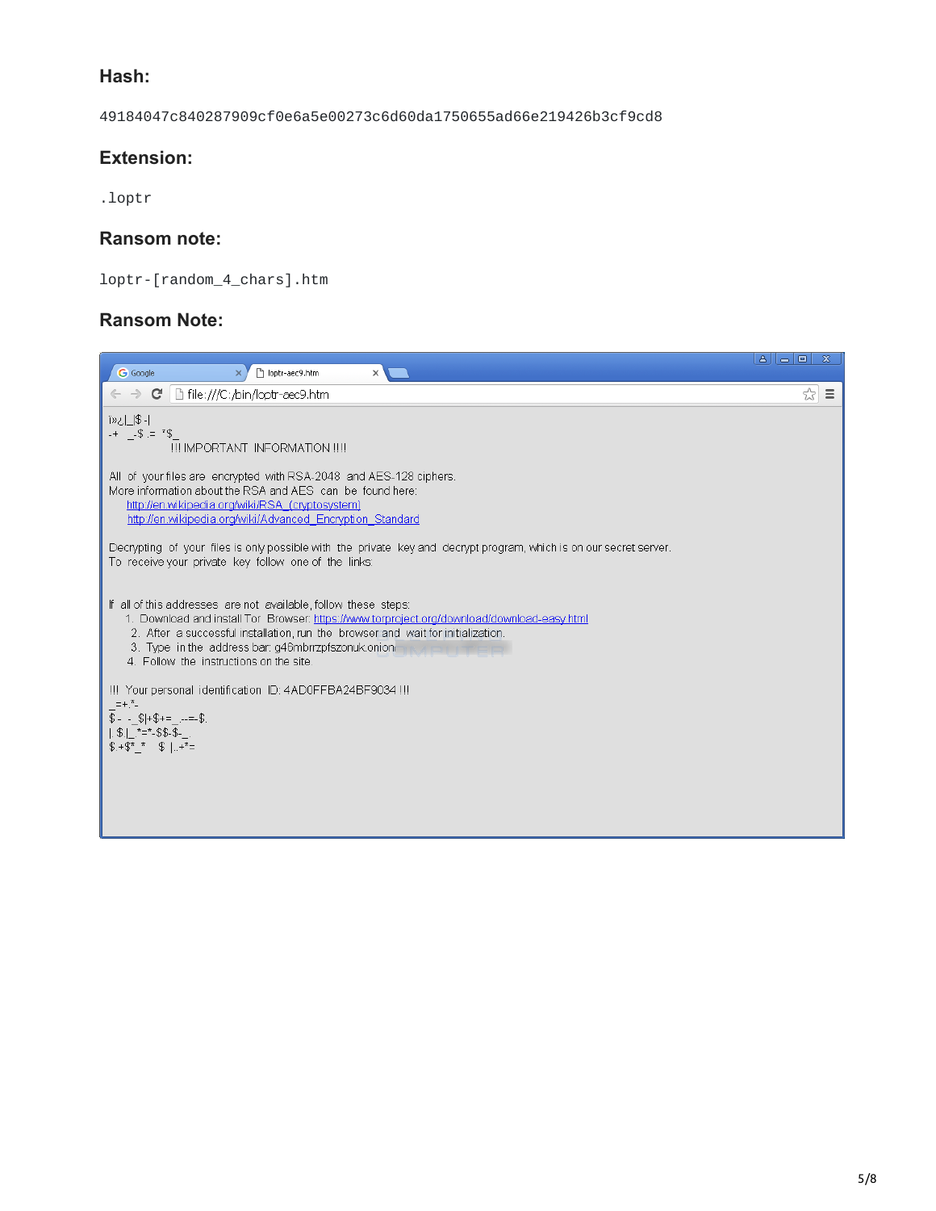### Hash:

```
49184047c840287909cf0e6a5e00273c6d60da1750655ad66e219426b3cf9cd8
```

### Extension:

```
.loptr
```

### Ransom note:

```
loptr-[random_4_chars].htm
```

### Ransom Note:

loptr-aec9.htm

file:///C:/bin/loptr-aec9.htm

ï»¿|_|$ -|
-+ _-$ .= '$_
!!! IMPORTANT INFORMATION !!!!

All of your files are encrypted with RSA-2048 and AES-128 ciphers.
More information about the RSA and AES can be found here:
http://en.wikipedia.org/wiki/RSA_(cryptosystem)
http://en.wikipedia.org/wiki/Advanced_Encryption_Standard

Decrypting of your files is only possible with the private key and decrypt program, which is on our secret server.
To receive your private key follow one of the links:

If all of this addresses are not available, follow these steps:

1. Download and install Tor Browser: https://www.torproject.org/download/download-easy.html
2. After a successful installation, run the browser and wait for initialization.
3. Type in the address bar: g46mbrrzpfszonuk.onion
4. Follow the instructions on the site.

!!! Your personal identification ID: 4AD0FFBA24BF9034 !!!
_=+.*-
$- -_$|+$+=_.--=-$.
|.$|_*=*-$$-$-_
$.+$*_* $ |..+*=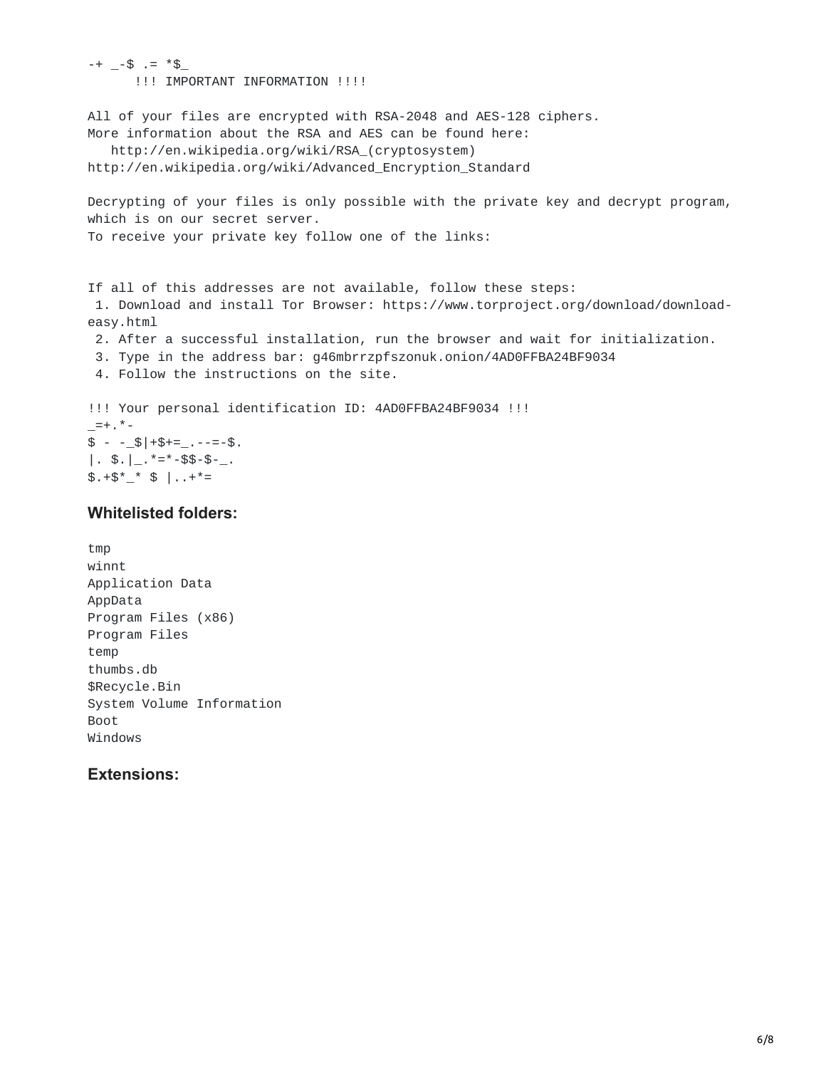```
-+ _-$ .= *$_
      !!! IMPORTANT INFORMATION !!!!

All of your files are encrypted with RSA-2048 and AES-128 ciphers.
More information about the RSA and AES can be found here:
   http://en.wikipedia.org/wiki/RSA_(cryptosystem)
http://en.wikipedia.org/wiki/Advanced_Encryption_Standard

Decrypting of your files is only possible with the private key and decrypt program,
which is on our secret server.
To receive your private key follow one of the links:


If all of this addresses are not available, follow these steps:
 1. Download and install Tor Browser: https://www.torproject.org/download/download-
easy.html
 2. After a successful installation, run the browser and wait for initialization.
 3. Type in the address bar: g46mbrrzpfszonuk.onion/4AD0FFBA24BF9034
 4. Follow the instructions on the site.

!!! Your personal identification ID: 4AD0FFBA24BF9034 !!!
_=+.*-
$ - -_$|+$+=_.--=-$.
|. $.|_.*=*-$$-$-_.
$.+$*_* $ |..+*=
```

### Whitelisted folders:

```
tmp
winnt
Application Data
AppData
Program Files (x86)
Program Files
temp
thumbs.db
$Recycle.Bin
System Volume Information
Boot
Windows
```

### Extensions: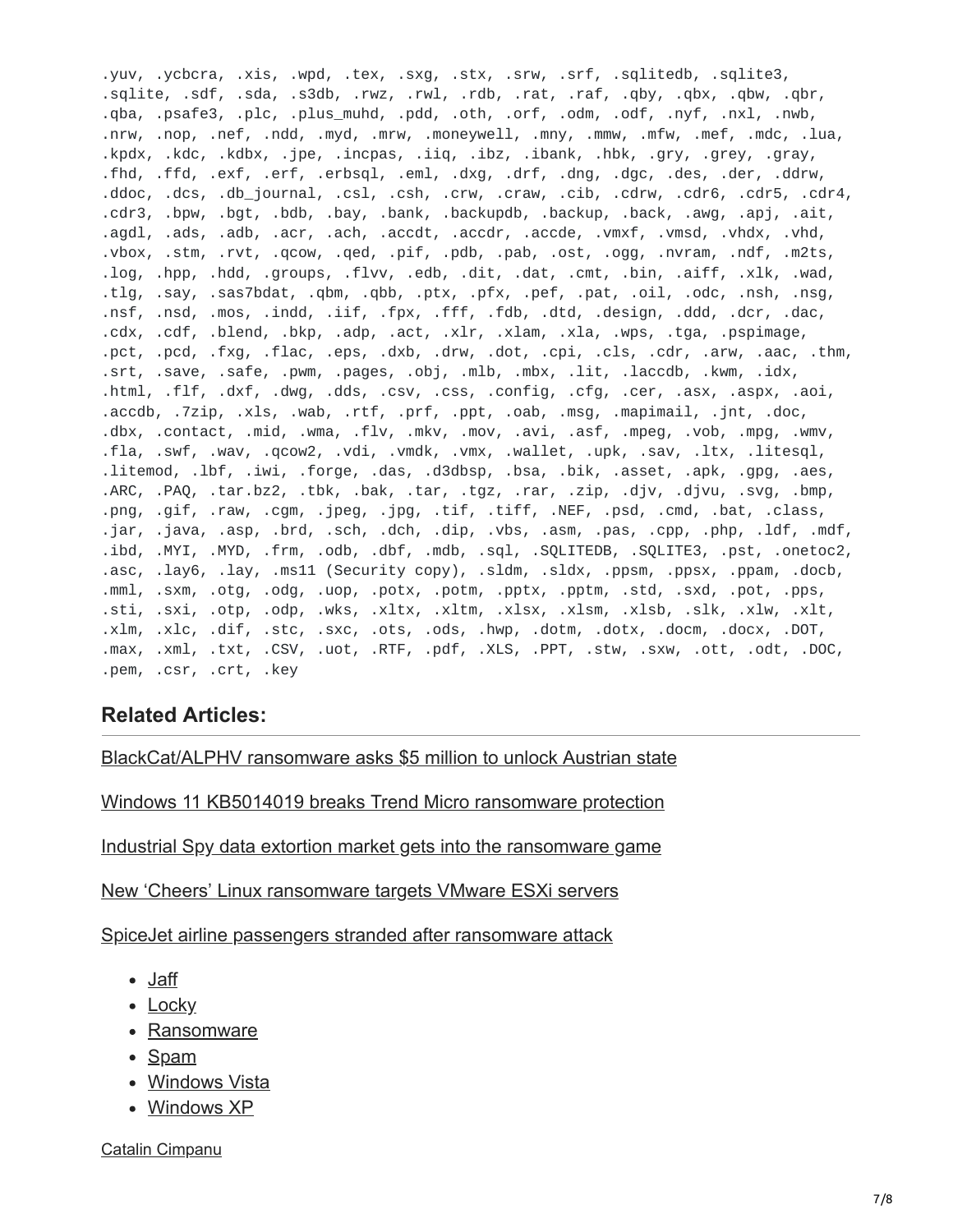```
.yuv, .ycbcra, .xis, .wpd, .tex, .sxg, .stx, .srw, .srf, .sqlitedb, .sqlite3,
.sqlite, .sdf, .sda, .s3db, .rwz, .rwl, .rdb, .rat, .raf, .qby, .qbx, .qbw, .qbr,
.qba, .psafe3, .plc, .plus_muhd, .pdd, .oth, .orf, .odm, .odf, .nyf, .nxl, .nwb,
.nrw, .nop, .nef, .ndd, .myd, .mrw, .moneywell, .mny, .mmw, .mfw, .mef, .mdc, .lua,
.kpdx, .kdc, .kdbx, .jpe, .incpas, .iiq, .ibz, .ibank, .hbk, .gry, .grey, .gray,
.fhd, .ffd, .exf, .erf, .erbsql, .eml, .dxg, .drf, .dng, .dgc, .des, .der, .ddrw,
.ddoc, .dcs, .db_journal, .csl, .csh, .crw, .craw, .cib, .cdrw, .cdr6, .cdr5, .cdr4,
.cdr3, .bpw, .bgt, .bdb, .bay, .bank, .backupdb, .backup, .back, .awg, .apj, .ait,
.agdl, .ads, .adb, .acr, .ach, .accdt, .accdr, .accde, .vmxf, .vmsd, .vhdx, .vhd,
.vbox, .stm, .rvt, .qcow, .qed, .pif, .pdb, .pab, .ost, .ogg, .nvram, .ndf, .m2ts,
.log, .hpp, .hdd, .groups, .flvv, .edb, .dit, .dat, .cmt, .bin, .aiff, .xlk, .wad,
.tlg, .say, .sas7bdat, .qbm, .qbb, .ptx, .pfx, .pef, .pat, .oil, .odc, .nsh, .nsg,
.nsf, .nsd, .mos, .indd, .iif, .fpx, .fff, .fdb, .dtd, .design, .ddd, .dcr, .dac,
.cdx, .cdf, .blend, .bkp, .adp, .act, .xlr, .xlam, .xla, .wps, .tga, .pspimage,
.pct, .pcd, .fxg, .flac, .eps, .dxb, .drw, .dot, .cpi, .cls, .cdr, .arw, .aac, .thm,
.srt, .save, .safe, .pwm, .pages, .obj, .mlb, .mbx, .lit, .laccdb, .kwm, .idx,
.html, .flf, .dxf, .dwg, .dds, .csv, .css, .config, .cfg, .cer, .asx, .aspx, .aoi,
.accdb, .7zip, .xls, .wab, .rtf, .prf, .ppt, .oab, .msg, .mapimail, .jnt, .doc,
.dbx, .contact, .mid, .wma, .flv, .mkv, .mov, .avi, .asf, .mpeg, .vob, .mpg, .wmv,
.fla, .swf, .wav, .qcow2, .vdi, .vmdk, .vmx, .wallet, .upk, .sav, .ltx, .litesql,
.litemod, .lbf, .iwi, .forge, .das, .d3dbsp, .bsa, .bik, .asset, .apk, .gpg, .aes,
.ARC, .PAQ, .tar.bz2, .tbk, .bak, .tar, .tgz, .rar, .zip, .djv, .djvu, .svg, .bmp,
.png, .gif, .raw, .cgm, .jpeg, .jpg, .tif, .tiff, .NEF, .psd, .cmd, .bat, .class,
.jar, .java, .asp, .brd, .sch, .dch, .dip, .vbs, .asm, .pas, .cpp, .php, .ldf, .mdf,
.ibd, .MYI, .MYD, .frm, .odb, .dbf, .mdb, .sql, .SQLITEDB, .SQLITE3, .pst, .onetoc2,
.asc, .lay6, .lay, .ms11 (Security copy), .sldm, .sldx, .ppsm, .ppsx, .ppam, .docb,
.mml, .sxm, .otg, .odg, .uop, .potx, .potm, .pptx, .pptm, .std, .sxd, .pot, .pps,
.sti, .sxi, .otp, .odp, .wks, .xltx, .xltm, .xlsx, .xlsm, .xlsb, .slk, .xlw, .xlt,
.xlm, .xlc, .dif, .stc, .sxc, .ots, .ods, .hwp, .dotm, .dotx, .docm, .docx, .DOT,
.max, .xml, .txt, .CSV, .uot, .RTF, .pdf, .XLS, .PPT, .stw, .sxw, .ott, .odt, .DOC,
.pem, .csr, .crt, .key
```

## Related Articles:

BlackCat/ALPHV ransomware asks $5 million to unlock Austrian state

Windows 11 KB5014019 breaks Trend Micro ransomware protection

Industrial Spy data extortion market gets into the ransomware game

New 'Cheers' Linux ransomware targets VMware ESXi servers

SpiceJet airline passengers stranded after ransomware attack

- Jaff
- Locky
- Ransomware
- Spam
- Windows Vista
- Windows XP

Catalin Cimpanu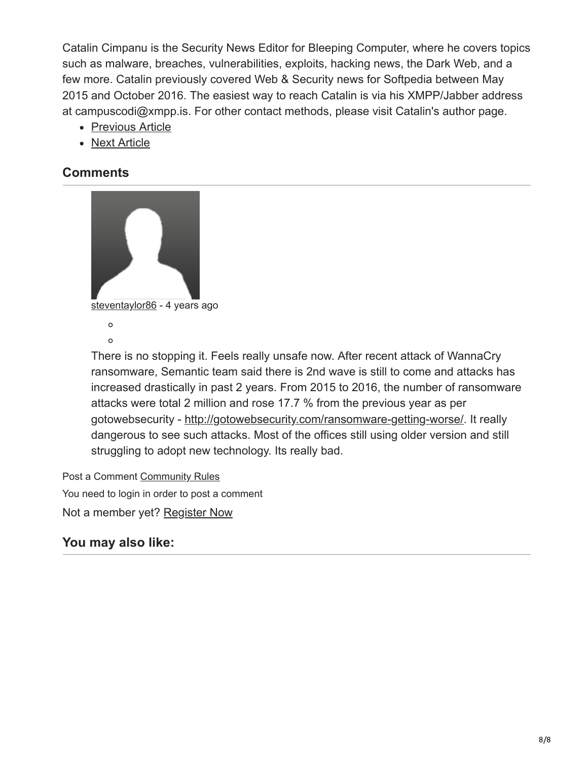Catalin Cimpanu is the Security News Editor for Bleeping Computer, where he covers topics such as malware, breaches, vulnerabilities, exploits, hacking news, the Dark Web, and a few more. Catalin previously covered Web & Security news for Softpedia between May 2015 and October 2016. The easiest way to reach Catalin is via his XMPP/Jabber address at campuscodi@xmpp.is. For other contact methods, please visit Catalin's author page.

- Previous Article
- Next Article

## Comments

steventaylor86 - 4 years ago

There is no stopping it. Feels really unsafe now. After recent attack of WannaCry ransomware, Semantic team said there is 2nd wave is still to come and attacks has increased drastically in past 2 years. From 2015 to 2016, the number of ransomware attacks were total 2 million and rose 17.7 % from the previous year as per gotowebsecurity - http://gotowebsecurity.com/ransomware-getting-worse/. It really dangerous to see such attacks. Most of the offices still using older version and still struggling to adopt new technology. Its really bad.

Post a Comment Community Rules

You need to login in order to post a comment

Not a member yet? Register Now

## You may also like: